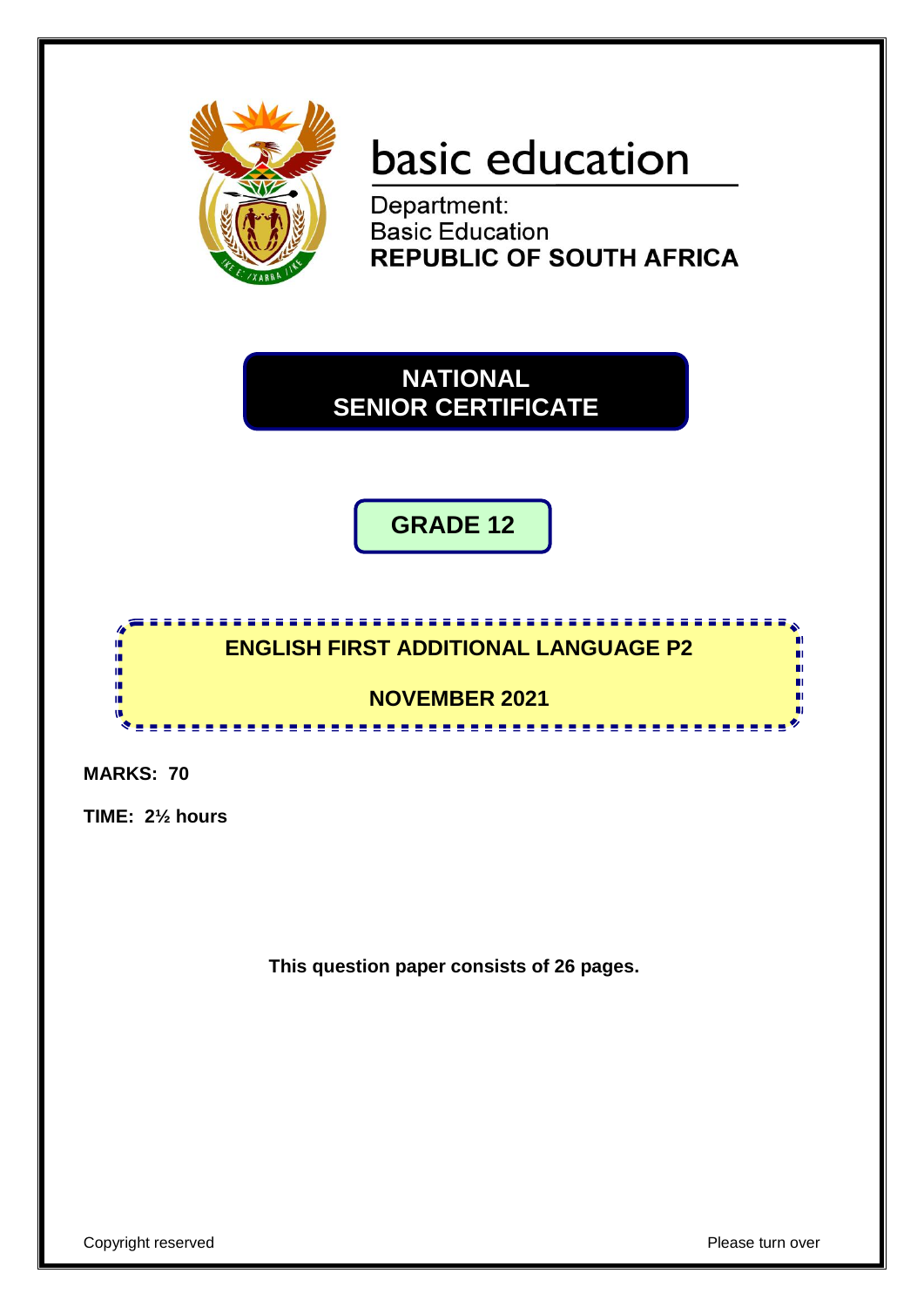basic education

Department:
Basic Education
**REPUBLIC OF SOUTH AFRICA**

# NATIONAL SENIOR CERTIFICATE

## GRADE 12

## ENGLISH FIRST ADDITIONAL LANGUAGE P2

## NOVEMBER 2021

**MARKS: 70**

**TIME: 2½ hours**

**This question paper consists of 26 pages.**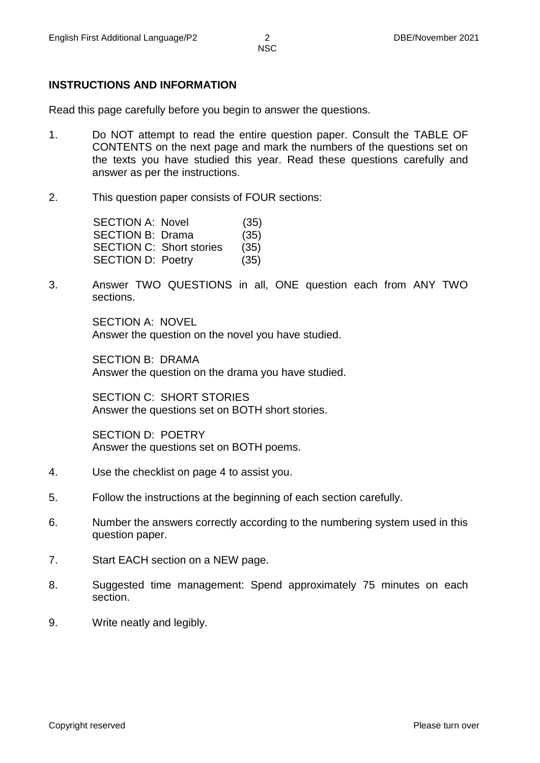## INSTRUCTIONS AND INFORMATION

Read this page carefully before you begin to answer the questions.

1. Do NOT attempt to read the entire question paper. Consult the TABLE OF CONTENTS on the next page and mark the numbers of the questions set on the texts you have studied this year. Read these questions carefully and answer as per the instructions.

2. This question paper consists of FOUR sections:

| | |
|---|---|
| SECTION A: Novel | (35) |
| SECTION B: Drama | (35) |
| SECTION C: Short stories | (35) |
| SECTION D: Poetry | (35) |

3. Answer TWO QUESTIONS in all, ONE question each from ANY TWO sections.

   SECTION A: NOVEL
   Answer the question on the novel you have studied.

   SECTION B: DRAMA
   Answer the question on the drama you have studied.

   SECTION C: SHORT STORIES
   Answer the questions set on BOTH short stories.

   SECTION D: POETRY
   Answer the questions set on BOTH poems.

4. Use the checklist on page 4 to assist you.

5. Follow the instructions at the beginning of each section carefully.

6. Number the answers correctly according to the numbering system used in this question paper.

7. Start EACH section on a NEW page.

8. Suggested time management: Spend approximately 75 minutes on each section.

9. Write neatly and legibly.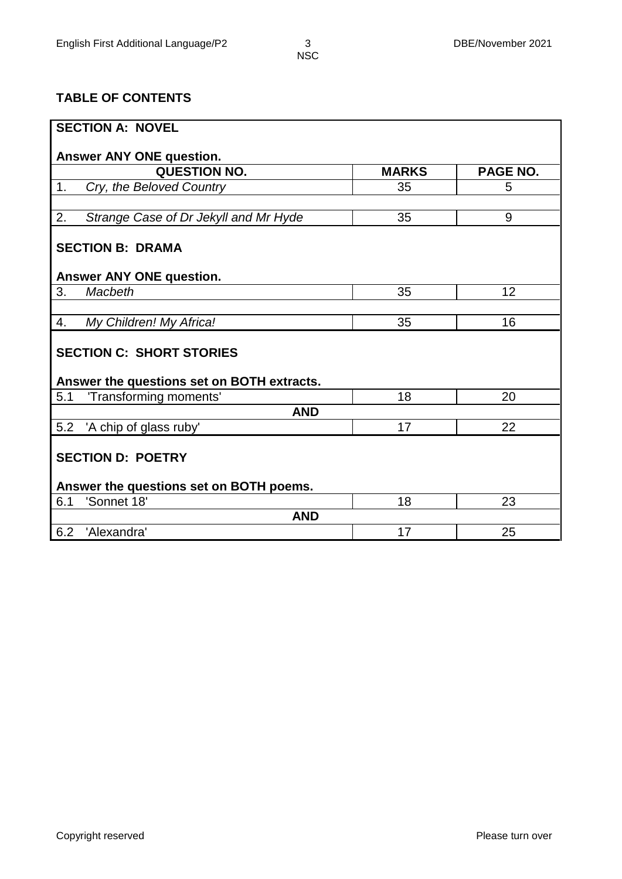## TABLE OF CONTENTS

| SECTION A: NOVEL | | |
|---|---|---|
| **Answer ANY ONE question.** | | |
| **QUESTION NO.** | **MARKS** | **PAGE NO.** |
| 1. *Cry, the Beloved Country* | 35 | 5 |
| 2. *Strange Case of Dr Jekyll and Mr Hyde* | 35 | 9 |
| **SECTION B: DRAMA** | | |
| **Answer ANY ONE question.** | | |
| 3. *Macbeth* | 35 | 12 |
| 4. *My Children! My Africa!* | 35 | 16 |
| **SECTION C: SHORT STORIES** | | |
| **Answer the questions set on BOTH extracts.** | | |
| 5.1 'Transforming moments' | 18 | 20 |
| **AND** | | |
| 5.2 'A chip of glass ruby' | 17 | 22 |
| **SECTION D: POETRY** | | |
| **Answer the questions set on BOTH poems.** | | |
| 6.1 'Sonnet 18' | 18 | 23 |
| **AND** | | |
| 6.2 'Alexandra' | 17 | 25 |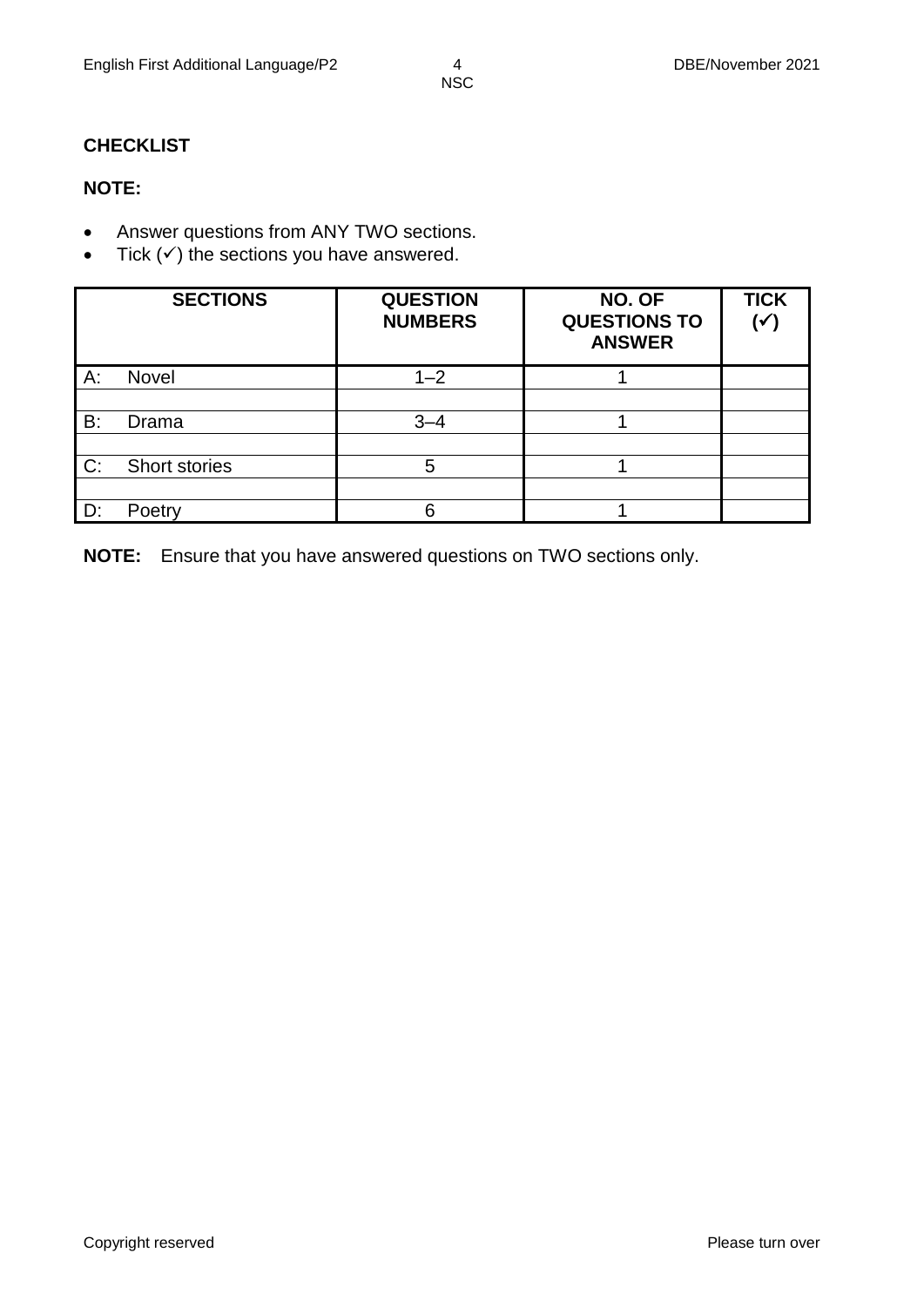**CHECKLIST**

**NOTE:**

- Answer questions from ANY TWO sections.
- Tick (✓) the sections you have answered.

| SECTIONS | QUESTION NUMBERS | NO. OF QUESTIONS TO ANSWER | TICK (✓) |
|---|---|---|---|
| A: Novel | 1–2 | 1 | |
| | | | |
| B: Drama | 3–4 | 1 | |
| | | | |
| C: Short stories | 5 | 1 | |
| | | | |
| D: Poetry | 6 | 1 | |

**NOTE:** Ensure that you have answered questions on TWO sections only.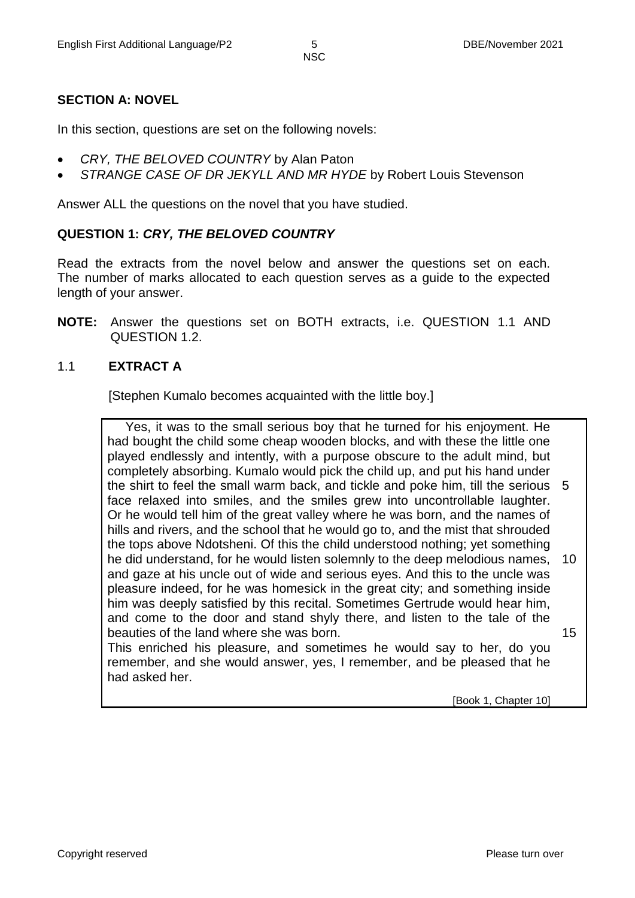## SECTION A: NOVEL

In this section, questions are set on the following novels:

- *CRY, THE BELOVED COUNTRY* by Alan Paton
- *STRANGE CASE OF DR JEKYLL AND MR HYDE* by Robert Louis Stevenson

Answer ALL the questions on the novel that you have studied.

### QUESTION 1: *CRY, THE BELOVED COUNTRY*

Read the extracts from the novel below and answer the questions set on each. The number of marks allocated to each question serves as a guide to the expected length of your answer.

**NOTE:** Answer the questions set on BOTH extracts, i.e. QUESTION 1.1 AND QUESTION 1.2.

1.1 **EXTRACT A**

[Stephen Kumalo becomes acquainted with the little boy.]

> Yes, it was to the small serious boy that he turned for his enjoyment. He had bought the child some cheap wooden blocks, and with these the little one played endlessly and intently, with a purpose obscure to the adult mind, but completely absorbing. Kumalo would pick the child up, and put his hand under the shirt to feel the small warm back, and tickle and poke him, till the serious face relaxed into smiles, and the smiles grew into uncontrollable laughter. Or he would tell him of the great valley where he was born, and the names of hills and rivers, and the school that he would go to, and the mist that shrouded the tops above Ndotsheni. Of this the child understood nothing; yet something he did understand, for he would listen solemnly to the deep melodious names, and gaze at his uncle out of wide and serious eyes. And this to the uncle was pleasure indeed, for he was homesick in the great city; and something inside him was deeply satisfied by this recital. Sometimes Gertrude would hear him, and come to the door and stand shyly there, and listen to the tale of the beauties of the land where she was born.
> This enriched his pleasure, and sometimes he would say to her, do you remember, and she would answer, yes, I remember, and be pleased that he had asked her.
>
> [Book 1, Chapter 10]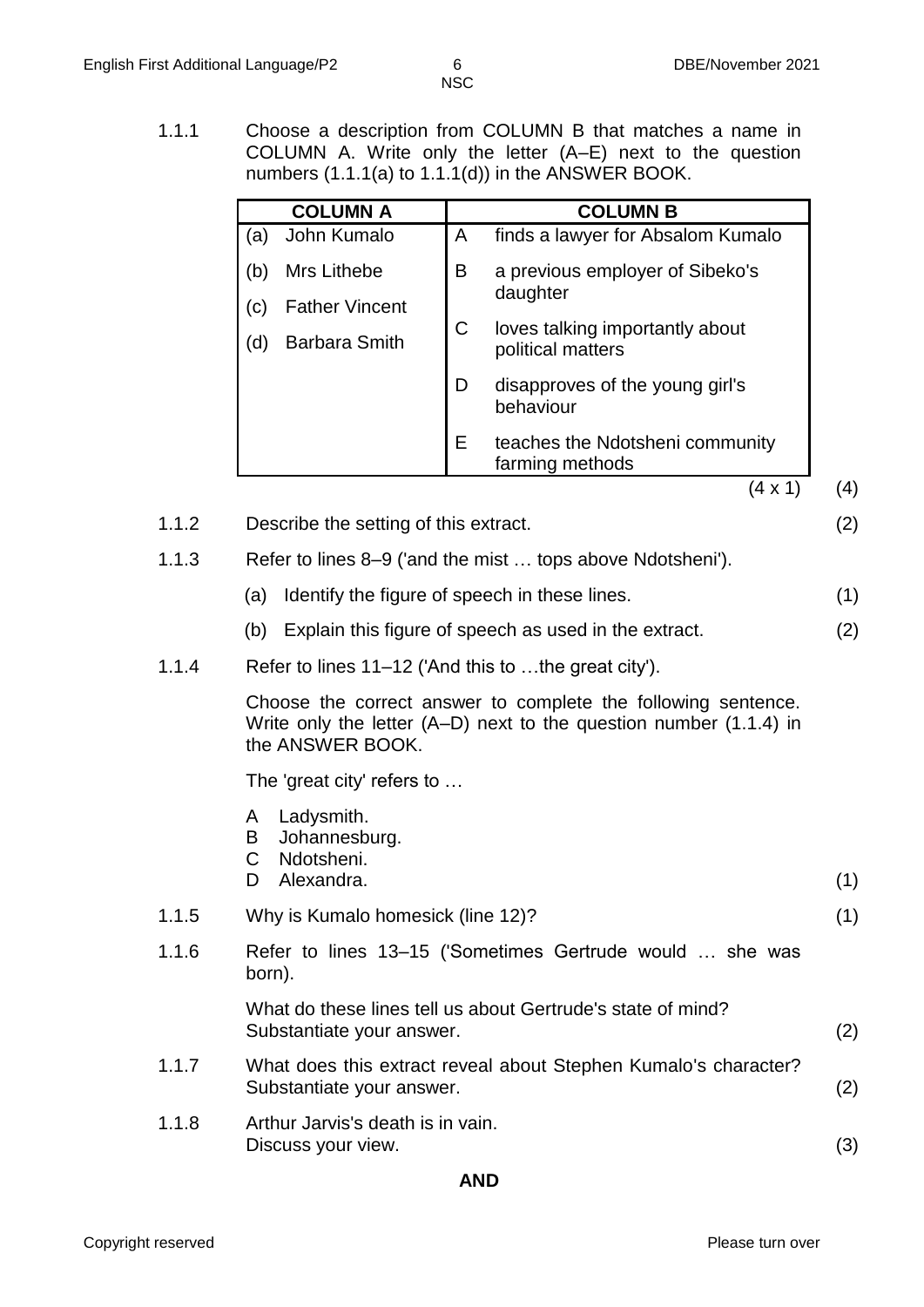1.1.1 Choose a description from COLUMN B that matches a name in COLUMN A. Write only the letter (A–E) next to the question numbers (1.1.1(a) to 1.1.1(d)) in the ANSWER BOOK.

| COLUMN A | COLUMN B |
|---|---|
| (a) John Kumalo | A finds a lawyer for Absalom Kumalo |
| (b) Mrs Lithebe | B a previous employer of Sibeko's daughter |
| (c) Father Vincent | C loves talking importantly about political matters |
| (d) Barbara Smith | D disapproves of the young girl's behaviour |
| | E teaches the Ndotsheni community farming methods |

(4 x 1) (4)

1.1.2 Describe the setting of this extract. (2)

1.1.3 Refer to lines 8–9 ('and the mist … tops above Ndotsheni').

(a) Identify the figure of speech in these lines. (1)

(b) Explain this figure of speech as used in the extract. (2)

1.1.4 Refer to lines 11–12 ('And this to …the great city').

Choose the correct answer to complete the following sentence. Write only the letter (A–D) next to the question number (1.1.4) in the ANSWER BOOK.

The 'great city' refers to …

A Ladysmith.
B Johannesburg.
C Ndotsheni.
D Alexandra. (1)

1.1.5 Why is Kumalo homesick (line 12)? (1)

1.1.6 Refer to lines 13–15 ('Sometimes Gertrude would … she was born).

What do these lines tell us about Gertrude's state of mind? Substantiate your answer. (2)

1.1.7 What does this extract reveal about Stephen Kumalo's character? Substantiate your answer. (2)

1.1.8 Arthur Jarvis's death is in vain. Discuss your view. (3)

**AND**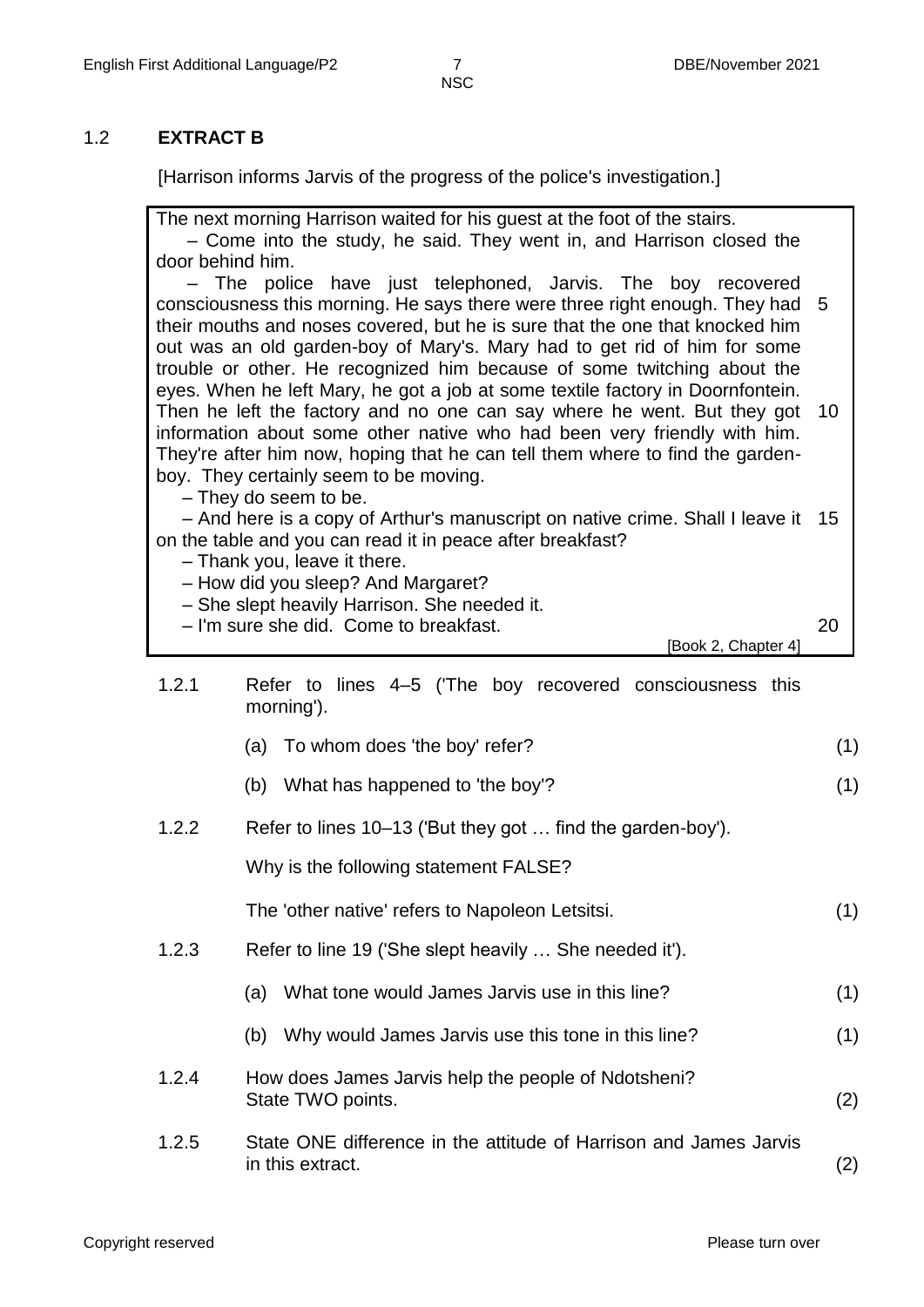## 1.2 EXTRACT B

[Harrison informs Jarvis of the progress of the police's investigation.]

> The next morning Harrison waited for his guest at the foot of the stairs.
>
> – Come into the study, he said. They went in, and Harrison closed the door behind him.
>
> – The police have just telephoned, Jarvis. The boy recovered consciousness this morning. He says there were three right enough. They had their mouths and noses covered, but he is sure that the one that knocked him out was an old garden-boy of Mary's. Mary had to get rid of him for some trouble or other. He recognized him because of some twitching about the eyes. When he left Mary, he got a job at some textile factory in Doornfontein. Then he left the factory and no one can say where he went. But they got information about some other native who had been very friendly with him. They're after him now, hoping that he can tell them where to find the garden-boy. They certainly seem to be moving.
>
> – They do seem to be.
>
> – And here is a copy of Arthur's manuscript on native crime. Shall I leave it on the table and you can read it in peace after breakfast?
>
> – Thank you, leave it there.
>
> – How did you sleep? And Margaret?
>
> – She slept heavily Harrison. She needed it.
>
> – I'm sure she did. Come to breakfast.
>
> [Book 2, Chapter 4]

1.2.1 Refer to lines 4–5 ('The boy recovered consciousness this morning').

(a) To whom does 'the boy' refer? (1)

(b) What has happened to 'the boy'? (1)

1.2.2 Refer to lines 10–13 ('But they got … find the garden-boy').

Why is the following statement FALSE?

The 'other native' refers to Napoleon Letsitsi. (1)

1.2.3 Refer to line 19 ('She slept heavily … She needed it').

(a) What tone would James Jarvis use in this line? (1)

(b) Why would James Jarvis use this tone in this line? (1)

1.2.4 How does James Jarvis help the people of Ndotsheni?
State TWO points. (2)

1.2.5 State ONE difference in the attitude of Harrison and James Jarvis in this extract. (2)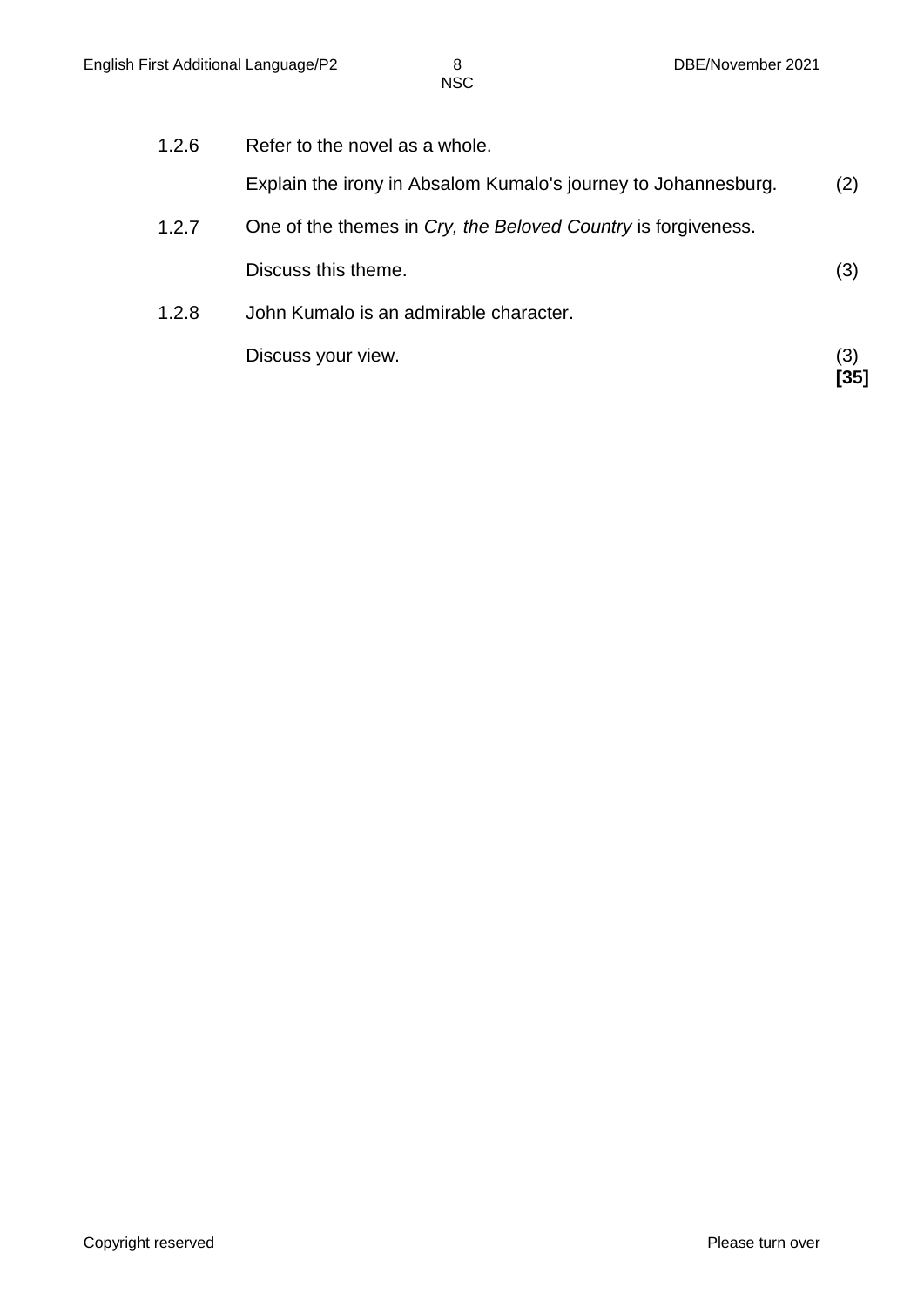1.2.6 Refer to the novel as a whole.

Explain the irony in Absalom Kumalo's journey to Johannesburg. (2)

1.2.7 One of the themes in *Cry, the Beloved Country* is forgiveness.

Discuss this theme. (3)

1.2.8 John Kumalo is an admirable character.

Discuss your view. (3)
**[35]**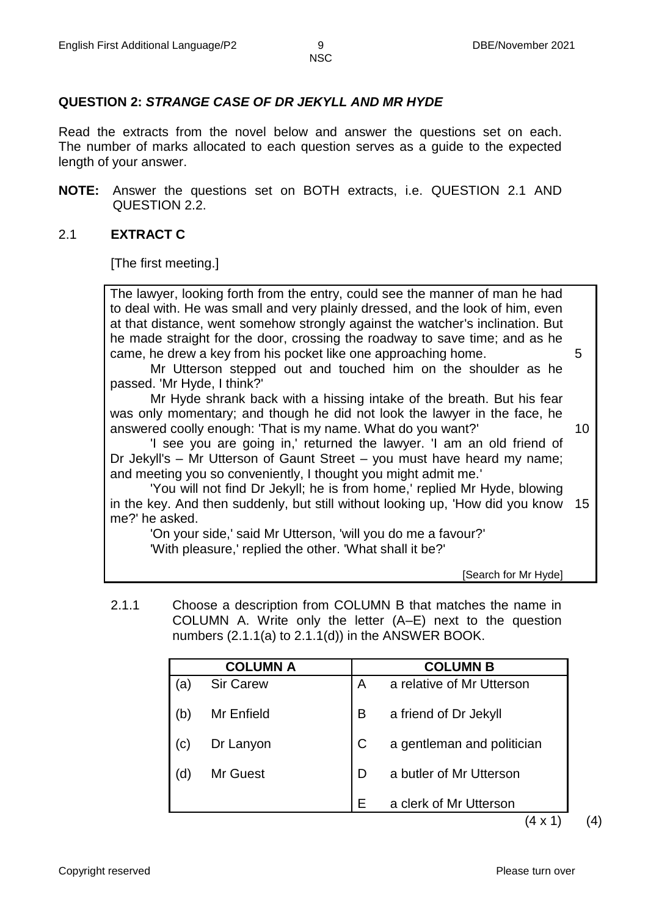**QUESTION 2: *STRANGE CASE OF DR JEKYLL AND MR HYDE***

Read the extracts from the novel below and answer the questions set on each. The number of marks allocated to each question serves as a guide to the expected length of your answer.

**NOTE:** Answer the questions set on BOTH extracts, i.e. QUESTION 2.1 AND QUESTION 2.2.

2.1 **EXTRACT C**

[The first meeting.]

> The lawyer, looking forth from the entry, could see the manner of man he had to deal with. He was small and very plainly dressed, and the look of him, even at that distance, went somehow strongly against the watcher's inclination. But he made straight for the door, crossing the roadway to save time; and as he came, he drew a key from his pocket like one approaching home. (5)
>
> Mr Utterson stepped out and touched him on the shoulder as he passed. 'Mr Hyde, I think?'
>
> Mr Hyde shrank back with a hissing intake of the breath. But his fear was only momentary; and though he did not look the lawyer in the face, he answered coolly enough: 'That is my name. What do you want?' (10)
>
> 'I see you are going in,' returned the lawyer. 'I am an old friend of Dr Jekyll's – Mr Utterson of Gaunt Street – you must have heard my name; and meeting you so conveniently, I thought you might admit me.'
>
> 'You will not find Dr Jekyll; he is from home,' replied Mr Hyde, blowing in the key. And then suddenly, but still without looking up, 'How did you know me?' he asked. (15)
>
> 'On your side,' said Mr Utterson, 'will you do me a favour?'
>
> 'With pleasure,' replied the other. 'What shall it be?'
>
> [Search for Mr Hyde]

2.1.1 Choose a description from COLUMN B that matches the name in COLUMN A. Write only the letter (A–E) next to the question numbers (2.1.1(a) to 2.1.1(d)) in the ANSWER BOOK.

| COLUMN A | | COLUMN B | |
|---|---|---|---|
| (a) | Sir Carew | A | a relative of Mr Utterson |
| (b) | Mr Enfield | B | a friend of Dr Jekyll |
| (c) | Dr Lanyon | C | a gentleman and politician |
| (d) | Mr Guest | D | a butler of Mr Utterson |
| | | E | a clerk of Mr Utterson |

(4 x 1) (4)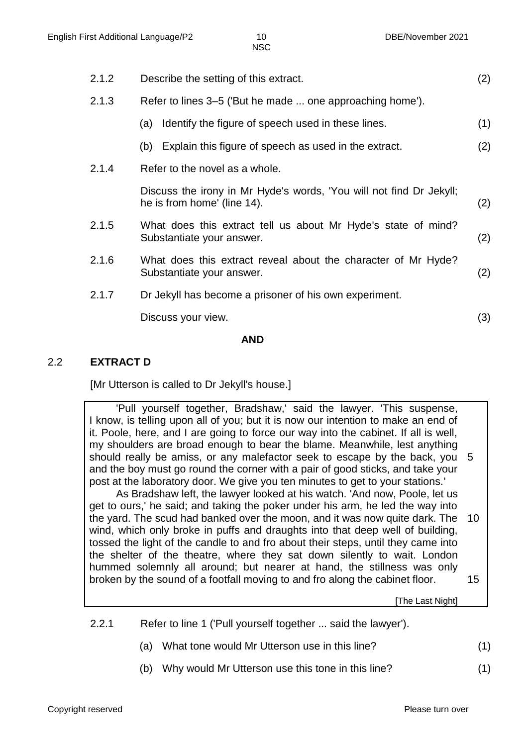2.1.2 Describe the setting of this extract. (2)

2.1.3 Refer to lines 3–5 ('But he made ... one approaching home').

(a) Identify the figure of speech used in these lines. (1)

(b) Explain this figure of speech as used in the extract. (2)

2.1.4 Refer to the novel as a whole.

Discuss the irony in Mr Hyde's words, 'You will not find Dr Jekyll; he is from home' (line 14). (2)

2.1.5 What does this extract tell us about Mr Hyde's state of mind? Substantiate your answer. (2)

2.1.6 What does this extract reveal about the character of Mr Hyde? Substantiate your answer. (2)

2.1.7 Dr Jekyll has become a prisoner of his own experiment.

Discuss your view. (3)

**AND**

## 2.2 EXTRACT D

[Mr Utterson is called to Dr Jekyll's house.]

'Pull yourself together, Bradshaw,' said the lawyer. 'This suspense, I know, is telling upon all of you; but it is now our intention to make an end of it. Poole, here, and I are going to force our way into the cabinet. If all is well, my shoulders are broad enough to bear the blame. Meanwhile, lest anything should really be amiss, or any malefactor seek to escape by the back, you and the boy must go round the corner with a pair of good sticks, and take your post at the laboratory door. We give you ten minutes to get to your stations.' 5

As Bradshaw left, the lawyer looked at his watch. 'And now, Poole, let us get to ours,' he said; and taking the poker under his arm, he led the way into the yard. The scud had banked over the moon, and it was now quite dark. The wind, which only broke in puffs and draughts into that deep well of building, tossed the light of the candle to and fro about their steps, until they came into the shelter of the theatre, where they sat down silently to wait. London hummed solemnly all around; but nearer at hand, the stillness was only broken by the sound of a footfall moving to and fro along the cabinet floor. 10 15

[The Last Night]

2.2.1 Refer to line 1 ('Pull yourself together ... said the lawyer').

(a) What tone would Mr Utterson use in this line? (1)

(b) Why would Mr Utterson use this tone in this line? (1)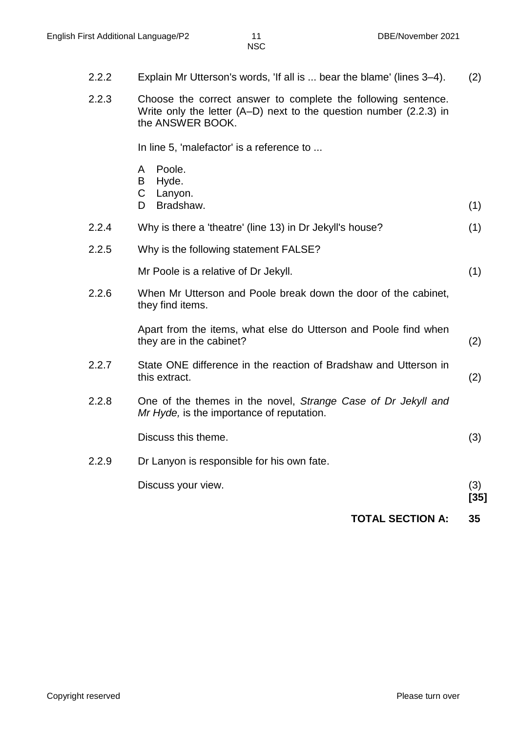2.2.2 Explain Mr Utterson's words, 'If all is ... bear the blame' (lines 3–4). (2)

2.2.3 Choose the correct answer to complete the following sentence. Write only the letter (A–D) next to the question number (2.2.3) in the ANSWER BOOK.

In line 5, 'malefactor' is a reference to ...

A Poole.
B Hyde.
C Lanyon.
D Bradshaw. (1)

2.2.4 Why is there a 'theatre' (line 13) in Dr Jekyll's house? (1)

2.2.5 Why is the following statement FALSE?

Mr Poole is a relative of Dr Jekyll. (1)

2.2.6 When Mr Utterson and Poole break down the door of the cabinet, they find items.

Apart from the items, what else do Utterson and Poole find when they are in the cabinet? (2)

2.2.7 State ONE difference in the reaction of Bradshaw and Utterson in this extract. (2)

2.2.8 One of the themes in the novel, *Strange Case of Dr Jekyll and Mr Hyde,* is the importance of reputation.

Discuss this theme. (3)

2.2.9 Dr Lanyon is responsible for his own fate.

Discuss your view. (3)
**[35]**

**TOTAL SECTION A: 35**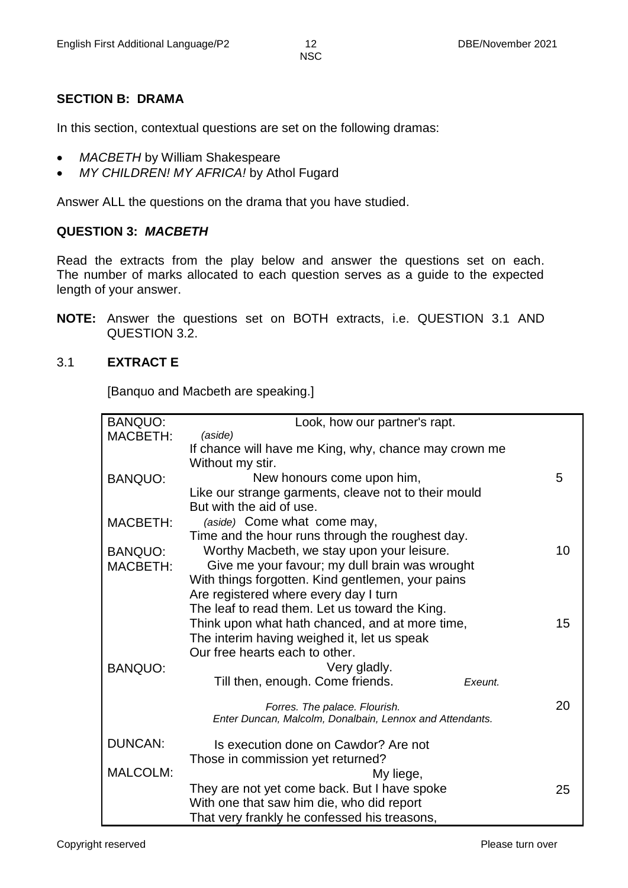## SECTION B: DRAMA

In this section, contextual questions are set on the following dramas:

- *MACBETH* by William Shakespeare
- *MY CHILDREN! MY AFRICA!* by Athol Fugard

Answer ALL the questions on the drama that you have studied.

### QUESTION 3: *MACBETH*

Read the extracts from the play below and answer the questions set on each. The number of marks allocated to each question serves as a guide to the expected length of your answer.

**NOTE:** Answer the questions set on BOTH extracts, i.e. QUESTION 3.1 AND QUESTION 3.2.

3.1 **EXTRACT E**

[Banquo and Macbeth are speaking.]

| | | |
|---|---|---|
| BANQUO: | Look, how our partner's rapt. | |
| MACBETH: | *(aside)*<br>If chance will have me King, why, chance may crown me<br>Without my stir. | |
| BANQUO: | New honours come upon him, | 5 |
| | Like our strange garments, cleave not to their mould<br>But with the aid of use. | |
| MACBETH: | *(aside)* Come what come may,<br>Time and the hour runs through the roughest day. | |
| BANQUO: | Worthy Macbeth, we stay upon your leisure. | 10 |
| MACBETH: | Give me your favour; my dull brain was wrought<br>With things forgotten. Kind gentlemen, your pains<br>Are registered where every day I turn<br>The leaf to read them. Let us toward the King. | |
| | Think upon what hath chanced, and at more time, | 15 |
| | The interim having weighed it, let us speak<br>Our free hearts each to other. | |
| BANQUO: | Very gladly.<br>Till then, enough. Come friends. *Exeunt.* | |
| | *Forres. The palace. Flourish.*<br>*Enter Duncan, Malcolm, Donalbain, Lennox and Attendants.* | 20 |
| DUNCAN: | Is execution done on Cawdor? Are not<br>Those in commission yet returned? | |
| MALCOLM: | My liege, | |
| | They are not yet come back. But I have spoke | 25 |
| | With one that saw him die, who did report<br>That very frankly he confessed his treasons, | |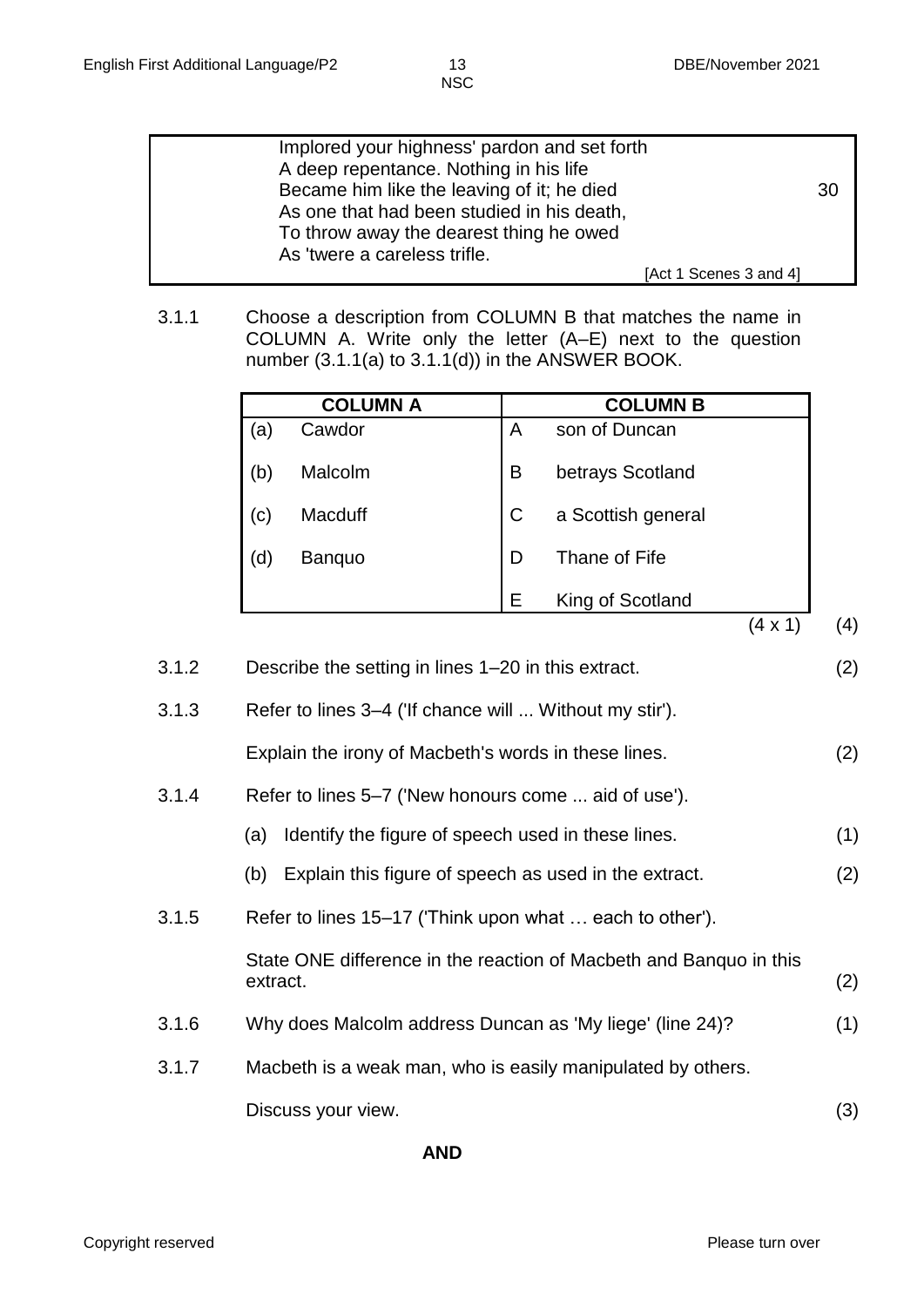> Implored your highness' pardon and set forth
> A deep repentance. Nothing in his life
> Became him like the leaving of it; he died 30
> As one that had been studied in his death,
> To throw away the dearest thing he owed
> As 'twere a careless trifle.
>
> [Act 1 Scenes 3 and 4]

3.1.1 Choose a description from COLUMN B that matches the name in COLUMN A. Write only the letter (A–E) next to the question number (3.1.1(a) to 3.1.1(d)) in the ANSWER BOOK.

| COLUMN A | | COLUMN B | |
|---|---|---|---|
| (a) | Cawdor | A | son of Duncan |
| (b) | Malcolm | B | betrays Scotland |
| (c) | Macduff | C | a Scottish general |
| (d) | Banquo | D | Thane of Fife |
| | | E | King of Scotland |

(4 x 1) (4)

3.1.2 Describe the setting in lines 1–20 in this extract. (2)

3.1.3 Refer to lines 3–4 ('If chance will ... Without my stir').

Explain the irony of Macbeth's words in these lines. (2)

3.1.4 Refer to lines 5–7 ('New honours come ... aid of use').

(a) Identify the figure of speech used in these lines. (1)

(b) Explain this figure of speech as used in the extract. (2)

3.1.5 Refer to lines 15–17 ('Think upon what … each to other').

State ONE difference in the reaction of Macbeth and Banquo in this extract. (2)

3.1.6 Why does Malcolm address Duncan as 'My liege' (line 24)? (1)

3.1.7 Macbeth is a weak man, who is easily manipulated by others.

Discuss your view. (3)

**AND**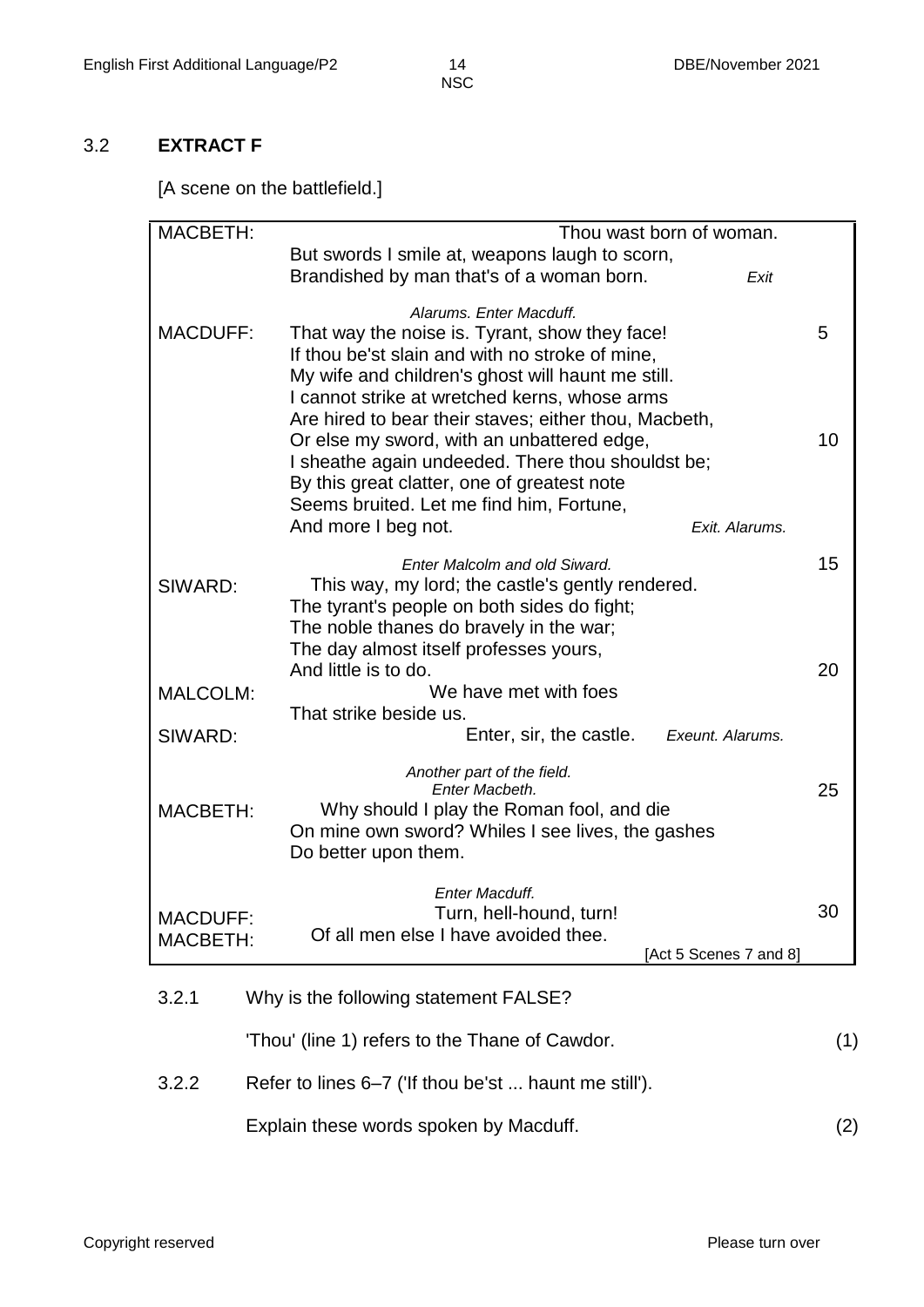## 3.2 **EXTRACT F**

[A scene on the battlefield.]

| | | |
|---|---|---|
| MACBETH: | Thou wast born of woman. | |
| | But swords I smile at, weapons laugh to scorn, | |
| | Brandished by man that's of a woman born. *Exit* | |
| | *Alarums. Enter Macduff.* | |
| MACDUFF: | That way the noise is. Tyrant, show they face! | 5 |
| | If thou be'st slain and with no stroke of mine, | |
| | My wife and children's ghost will haunt me still. | |
| | I cannot strike at wretched kerns, whose arms | |
| | Are hired to bear their staves; either thou, Macbeth, | |
| | Or else my sword, with an unbattered edge, | 10 |
| | I sheathe again undeeded. There thou shouldst be; | |
| | By this great clatter, one of greatest note | |
| | Seems bruited. Let me find him, Fortune, | |
| | And more I beg not. *Exit. Alarums.* | |
| | *Enter Malcolm and old Siward.* | 15 |
| SIWARD: | This way, my lord; the castle's gently rendered. | |
| | The tyrant's people on both sides do fight; | |
| | The noble thanes do bravely in the war; | |
| | The day almost itself professes yours, | |
| | And little is to do. | 20 |
| MALCOLM: | We have met with foes | |
| | That strike beside us. | |
| SIWARD: | Enter, sir, the castle. *Exeunt. Alarums.* | |
| | *Another part of the field.* | |
| | *Enter Macbeth.* | 25 |
| MACBETH: | Why should I play the Roman fool, and die | |
| | On mine own sword? Whiles I see lives, the gashes | |
| | Do better upon them. | |
| | *Enter Macduff.* | |
| MACDUFF: | Turn, hell-hound, turn! | 30 |
| MACBETH: | Of all men else I have avoided thee. | |
| | [Act 5 Scenes 7 and 8] | |

3.2.1 Why is the following statement FALSE?

'Thou' (line 1) refers to the Thane of Cawdor. (1)

3.2.2 Refer to lines 6–7 ('If thou be'st ... haunt me still').

Explain these words spoken by Macduff. (2)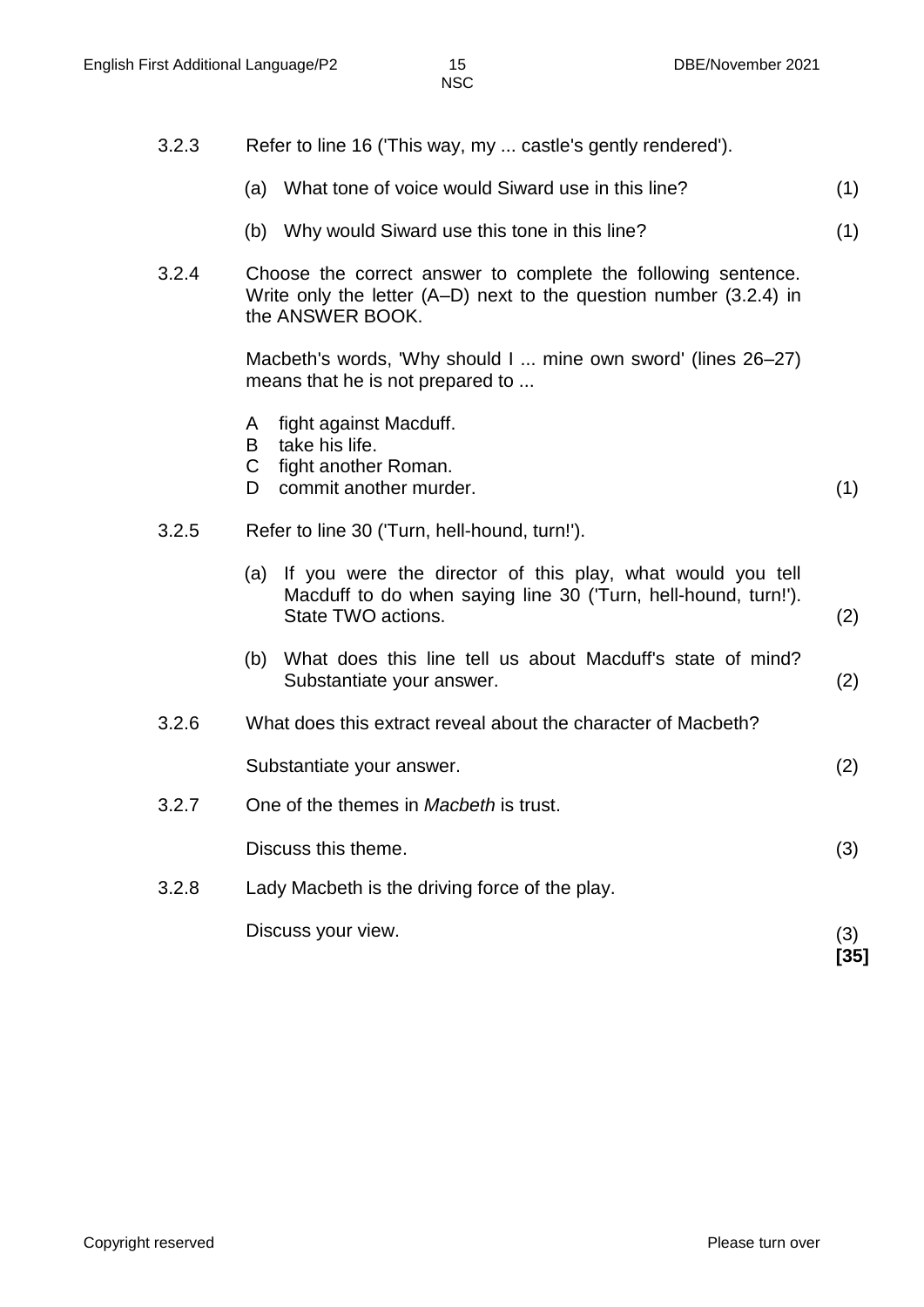3.2.3 Refer to line 16 ('This way, my ... castle's gently rendered').

(a) What tone of voice would Siward use in this line? (1)

(b) Why would Siward use this tone in this line? (1)

3.2.4 Choose the correct answer to complete the following sentence. Write only the letter (A–D) next to the question number (3.2.4) in the ANSWER BOOK.

Macbeth's words, 'Why should I ... mine own sword' (lines 26–27) means that he is not prepared to ...

A fight against Macduff.
B take his life.
C fight another Roman.
D commit another murder. (1)

3.2.5 Refer to line 30 ('Turn, hell-hound, turn!').

(a) If you were the director of this play, what would you tell Macduff to do when saying line 30 ('Turn, hell-hound, turn!'). State TWO actions. (2)

(b) What does this line tell us about Macduff's state of mind? Substantiate your answer. (2)

3.2.6 What does this extract reveal about the character of Macbeth?

Substantiate your answer. (2)

3.2.7 One of the themes in *Macbeth* is trust.

Discuss this theme. (3)

3.2.8 Lady Macbeth is the driving force of the play.

Discuss your view. (3)
**[35]**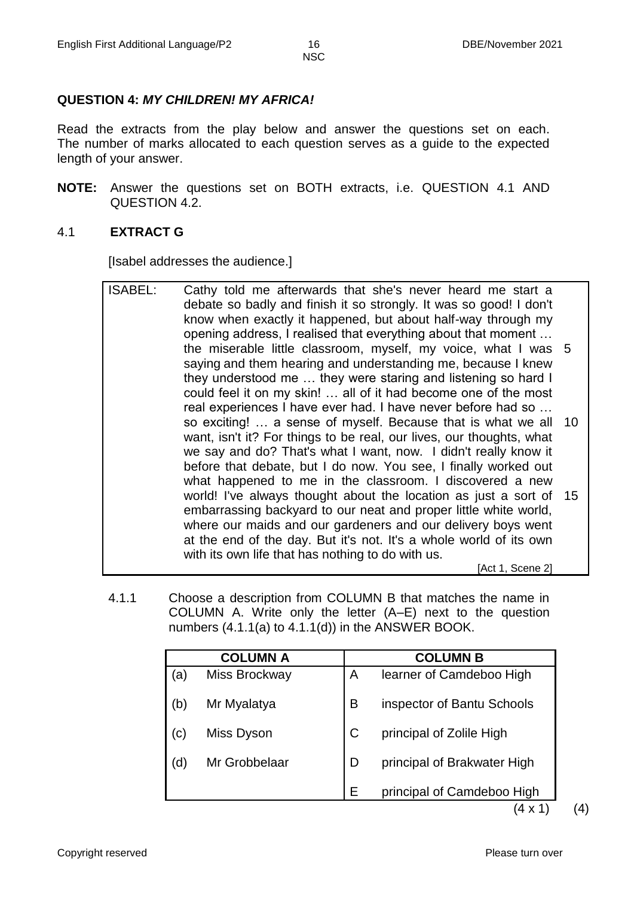**QUESTION 4:** ***MY CHILDREN! MY AFRICA!***

Read the extracts from the play below and answer the questions set on each. The number of marks allocated to each question serves as a guide to the expected length of your answer.

**NOTE:** Answer the questions set on BOTH extracts, i.e. QUESTION 4.1 AND QUESTION 4.2.

4.1 **EXTRACT G**

[Isabel addresses the audience.]

| | | |
|---|---|---|
| ISABEL: | Cathy told me afterwards that she's never heard me start a debate so badly and finish it so strongly. It was so good! I don't know when exactly it happened, but about half-way through my opening address, I realised that everything about that moment … the miserable little classroom, myself, my voice, what I was saying and them hearing and understanding me, because I knew they understood me … they were staring and listening so hard I could feel it on my skin! … all of it had become one of the most real experiences I have ever had. I have never before had so … so exciting! … a sense of myself. Because that is what we all want, isn't it? For things to be real, our lives, our thoughts, what we say and do? That's what I want, now. I didn't really know it before that debate, but I do now. You see, I finally worked out what happened to me in the classroom. I discovered a new world! I've always thought about the location as just a sort of embarrassing backyard to our neat and proper little white world, where our maids and our gardeners and our delivery boys went at the end of the day. But it's not. It's a whole world of its own with its own life that has nothing to do with us. | 5<br><br>10<br><br>15 |
| | [Act 1, Scene 2] | |

4.1.1 Choose a description from COLUMN B that matches the name in COLUMN A. Write only the letter (A–E) next to the question numbers (4.1.1(a) to 4.1.1(d)) in the ANSWER BOOK.

| COLUMN A | | COLUMN B | |
|---|---|---|---|
| (a) | Miss Brockway | A | learner of Camdeboo High |
| (b) | Mr Myalatya | B | inspector of Bantu Schools |
| (c) | Miss Dyson | C | principal of Zolile High |
| (d) | Mr Grobbelaar | D | principal of Brakwater High |
| | | E | principal of Camdeboo High |

(4 x 1) (4)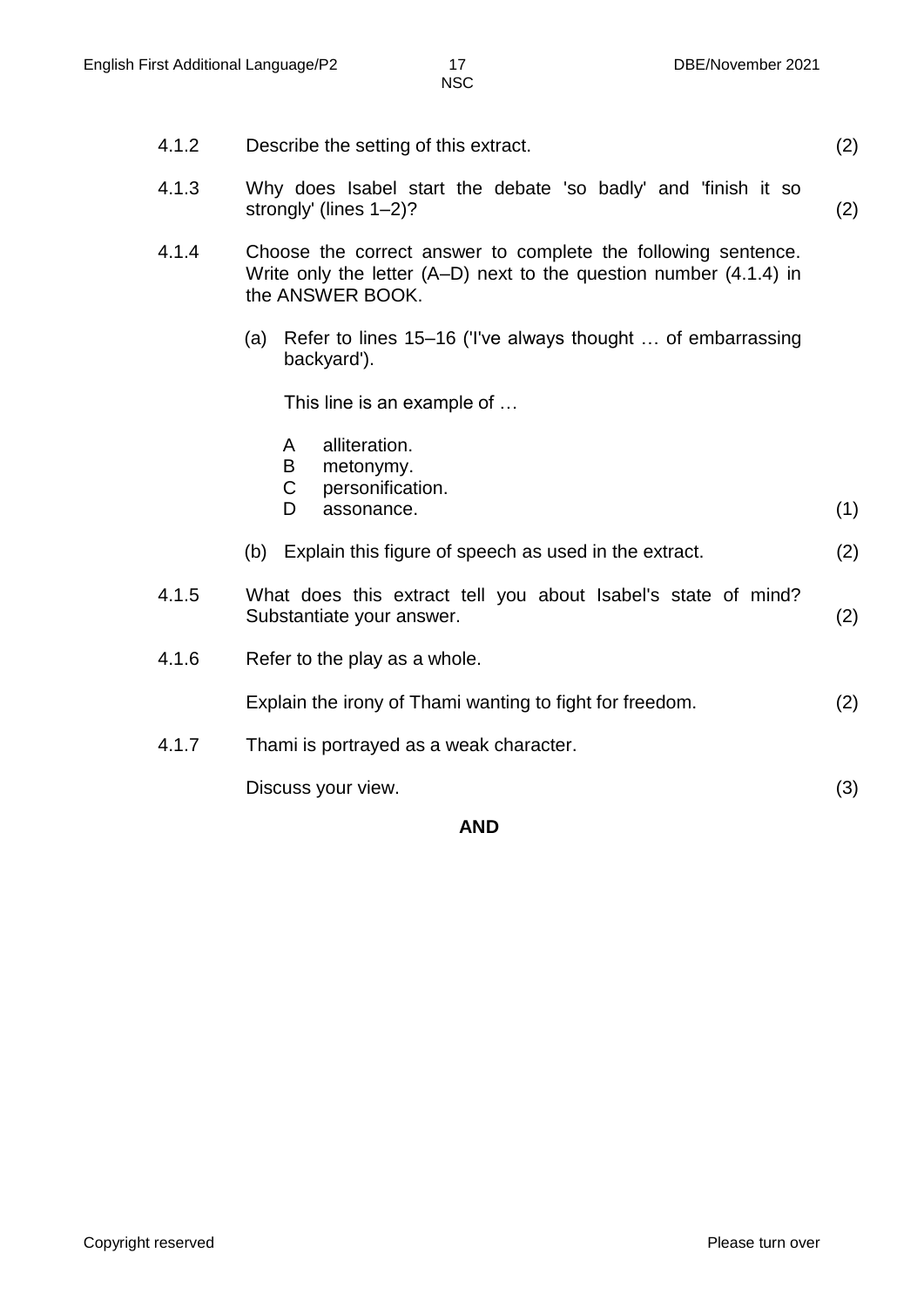4.1.2 Describe the setting of this extract. (2)

4.1.3 Why does Isabel start the debate 'so badly' and 'finish it so strongly' (lines 1–2)? (2)

4.1.4 Choose the correct answer to complete the following sentence. Write only the letter (A–D) next to the question number (4.1.4) in the ANSWER BOOK.

(a) Refer to lines 15–16 ('I've always thought … of embarrassing backyard').

This line is an example of …

A alliteration.
B metonymy.
C personification.
D assonance. (1)

(b) Explain this figure of speech as used in the extract. (2)

4.1.5 What does this extract tell you about Isabel's state of mind? Substantiate your answer. (2)

4.1.6 Refer to the play as a whole.

Explain the irony of Thami wanting to fight for freedom. (2)

4.1.7 Thami is portrayed as a weak character.

Discuss your view. (3)

**AND**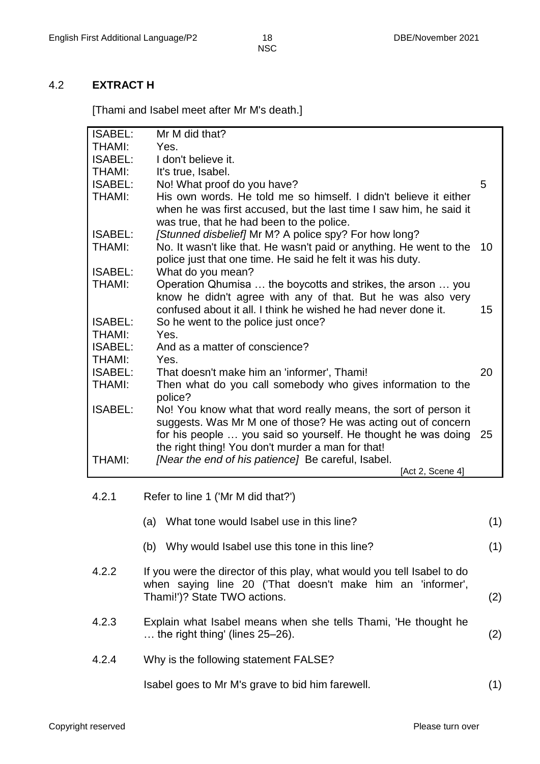## 4.2 **EXTRACT H**

[Thami and Isabel meet after Mr M's death.]

| | | |
|---|---|---|
| ISABEL: | Mr M did that? | |
| THAMI: | Yes. | |
| ISABEL: | I don't believe it. | |
| THAMI: | It's true, Isabel. | |
| ISABEL: | No! What proof do you have? | 5 |
| THAMI: | His own words. He told me so himself. I didn't believe it either when he was first accused, but the last time I saw him, he said it was true, that he had been to the police. | |
| ISABEL: | *[Stunned disbelief]* Mr M? A police spy? For how long? | |
| THAMI: | No. It wasn't like that. He wasn't paid or anything. He went to the police just that one time. He said he felt it was his duty. | 10 |
| ISABEL: | What do you mean? | |
| THAMI: | Operation Qhumisa … the boycotts and strikes, the arson … you know he didn't agree with any of that. But he was also very confused about it all. I think he wished he had never done it. | 15 |
| ISABEL: | So he went to the police just once? | |
| THAMI: | Yes. | |
| ISABEL: | And as a matter of conscience? | |
| THAMI: | Yes. | |
| ISABEL: | That doesn't make him an 'informer', Thami! | 20 |
| THAMI: | Then what do you call somebody who gives information to the police? | |
| ISABEL: | No! You know what that word really means, the sort of person it suggests. Was Mr M one of those? He was acting out of concern for his people … you said so yourself. He thought he was doing the right thing! You don't murder a man for that! | 25 |
| THAMI: | *[Near the end of his patience]* Be careful, Isabel. | |
| | [Act 2, Scene 4] | |

4.2.1 Refer to line 1 ('Mr M did that?')

(a) What tone would Isabel use in this line? (1)

(b) Why would Isabel use this tone in this line? (1)

4.2.2 If you were the director of this play, what would you tell Isabel to do when saying line 20 ('That doesn't make him an 'informer', Thami!')? State TWO actions. (2)

4.2.3 Explain what Isabel means when she tells Thami, 'He thought he … the right thing' (lines 25–26). (2)

4.2.4 Why is the following statement FALSE?

Isabel goes to Mr M's grave to bid him farewell. (1)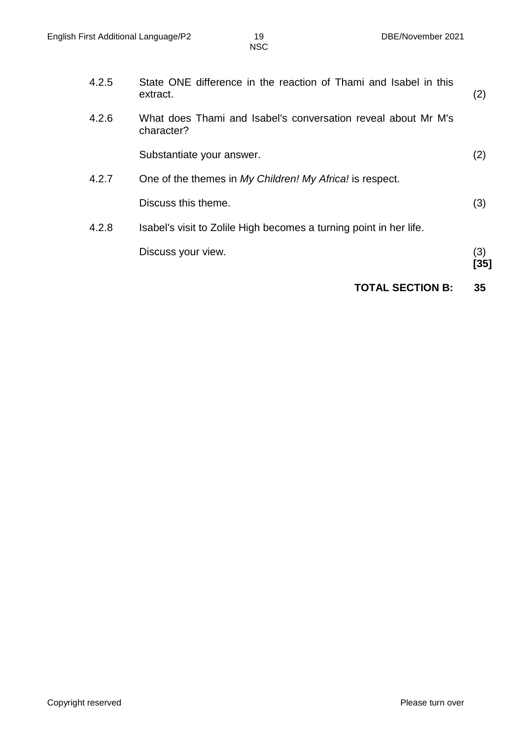4.2.5 State ONE difference in the reaction of Thami and Isabel in this extract. (2)

4.2.6 What does Thami and Isabel's conversation reveal about Mr M's character?

Substantiate your answer. (2)

4.2.7 One of the themes in *My Children! My Africa!* is respect.

Discuss this theme. (3)

4.2.8 Isabel's visit to Zolile High becomes a turning point in her life.

Discuss your view. (3)
**[35]**

**TOTAL SECTION B: 35**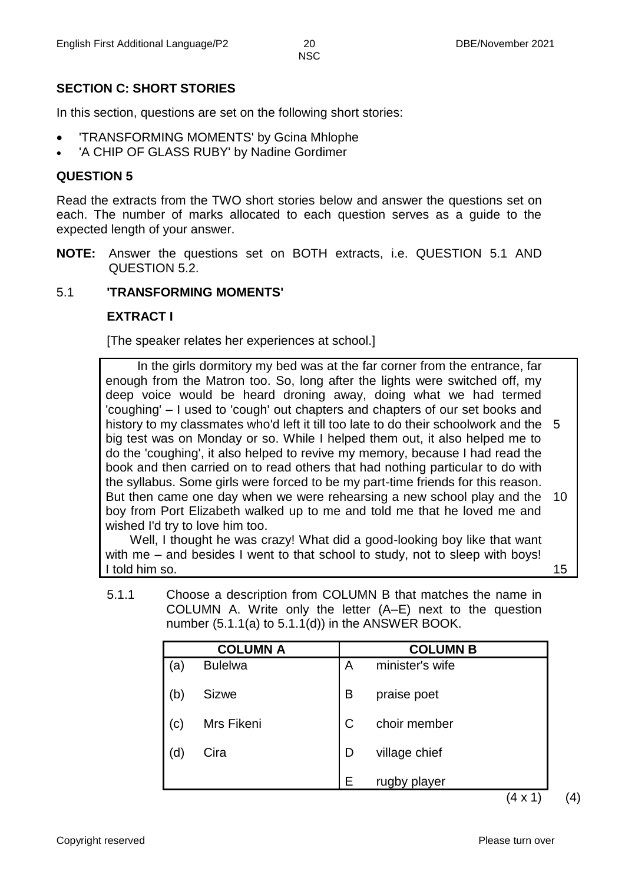## SECTION C: SHORT STORIES

In this section, questions are set on the following short stories:

- 'TRANSFORMING MOMENTS' by Gcina Mhlophe
- 'A CHIP OF GLASS RUBY' by Nadine Gordimer

## QUESTION 5

Read the extracts from the TWO short stories below and answer the questions set on each. The number of marks allocated to each question serves as a guide to the expected length of your answer.

**NOTE:** Answer the questions set on BOTH extracts, i.e. QUESTION 5.1 AND QUESTION 5.2.

### 5.1 'TRANSFORMING MOMENTS'

**EXTRACT I**

[The speaker relates her experiences at school.]

In the girls dormitory my bed was at the far corner from the entrance, far enough from the Matron too. So, long after the lights were switched off, my deep voice would be heard droning away, doing what we had termed 'coughing' – I used to 'cough' out chapters and chapters of our set books and history to my classmates who'd left it till too late to do their schoolwork and the big test was on Monday or so. While I helped them out, it also helped me to do the 'coughing', it also helped to revive my memory, because I had read the book and then carried on to read others that had nothing particular to do with the syllabus. Some girls were forced to be my part-time friends for this reason. But then came one day when we were rehearsing a new school play and the boy from Port Elizabeth walked up to me and told me that he loved me and wished I'd try to love him too. (5, 10)

Well, I thought he was crazy! What did a good-looking boy like that want with me – and besides I went to that school to study, not to sleep with boys! I told him so. (15)

5.1.1 Choose a description from COLUMN B that matches the name in COLUMN A. Write only the letter (A–E) next to the question number (5.1.1(a) to 5.1.1(d)) in the ANSWER BOOK.

| COLUMN A | | COLUMN B | |
|---|---|---|---|
| (a) | Bulelwa | A | minister's wife |
| (b) | Sizwe | B | praise poet |
| (c) | Mrs Fikeni | C | choir member |
| (d) | Cira | D | village chief |
| | | E | rugby player |

(4 x 1) (4)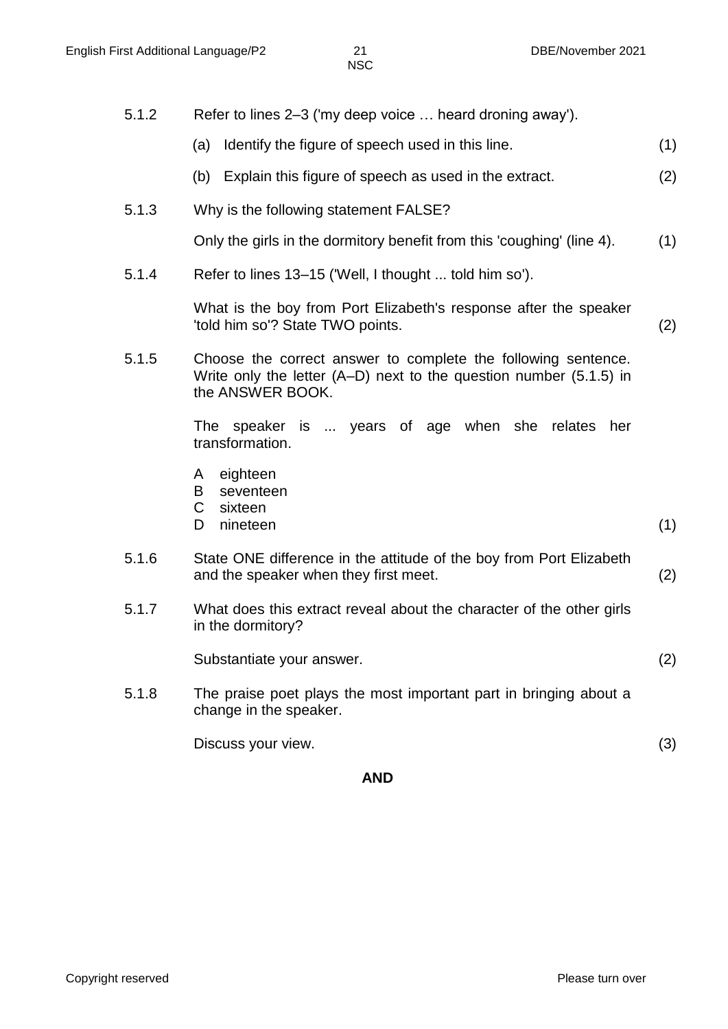5.1.2 Refer to lines 2–3 ('my deep voice … heard droning away').

(a) Identify the figure of speech used in this line. (1)

(b) Explain this figure of speech as used in the extract. (2)

5.1.3 Why is the following statement FALSE?

Only the girls in the dormitory benefit from this 'coughing' (line 4). (1)

5.1.4 Refer to lines 13–15 ('Well, I thought ... told him so').

What is the boy from Port Elizabeth's response after the speaker 'told him so'? State TWO points. (2)

5.1.5 Choose the correct answer to complete the following sentence. Write only the letter (A–D) next to the question number (5.1.5) in the ANSWER BOOK.

The speaker is ... years of age when she relates her transformation.

A eighteen
B seventeen
C sixteen
D nineteen (1)

5.1.6 State ONE difference in the attitude of the boy from Port Elizabeth and the speaker when they first meet. (2)

5.1.7 What does this extract reveal about the character of the other girls in the dormitory?

Substantiate your answer. (2)

5.1.8 The praise poet plays the most important part in bringing about a change in the speaker.

Discuss your view. (3)

**AND**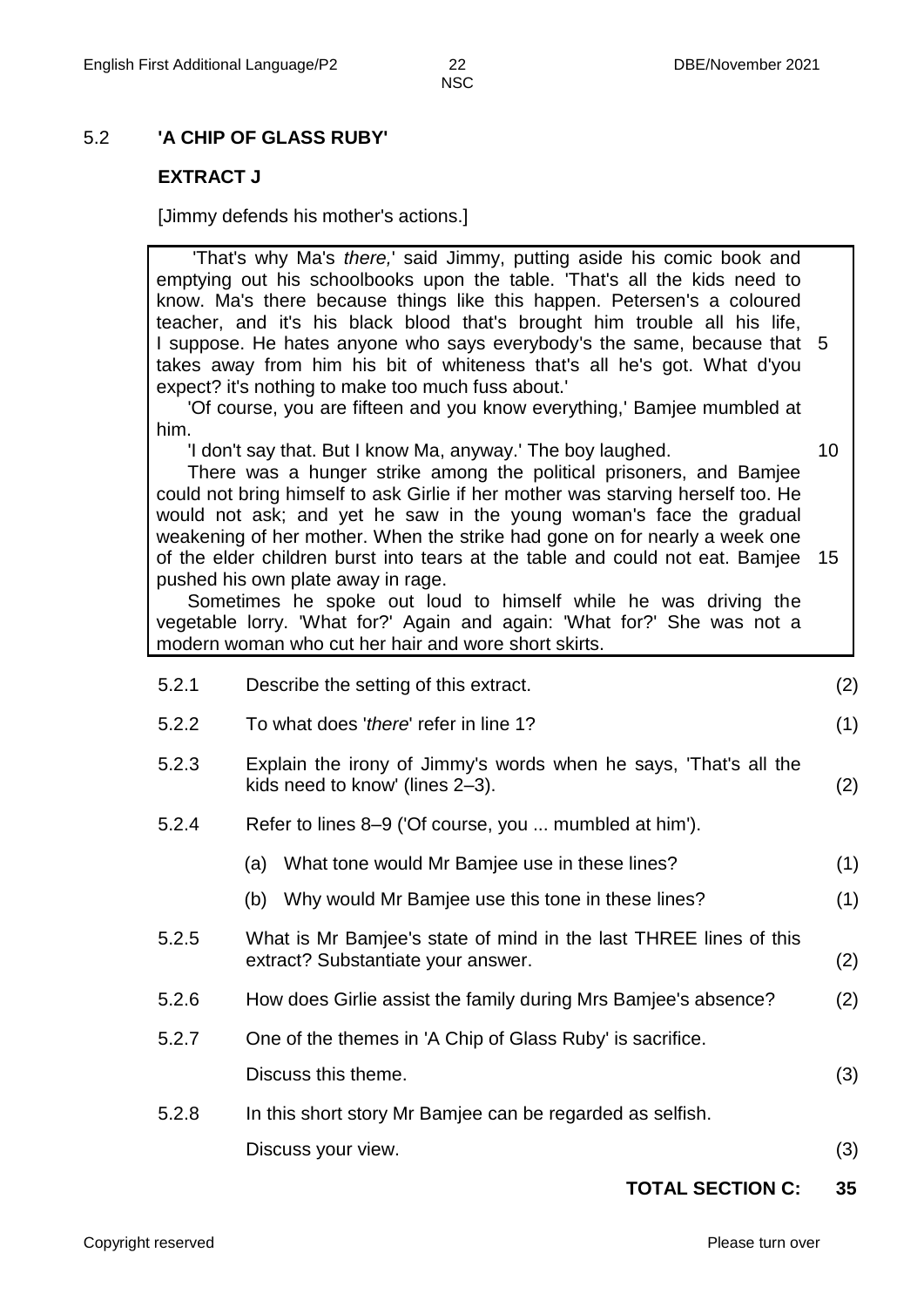## 5.2 'A CHIP OF GLASS RUBY'

### EXTRACT J

[Jimmy defends his mother's actions.]

> 'That's why Ma's *there,*' said Jimmy, putting aside his comic book and emptying out his schoolbooks upon the table. 'That's all the kids need to know. Ma's there because things like this happen. Petersen's a coloured teacher, and it's his black blood that's brought him trouble all his life, I suppose. He hates anyone who says everybody's the same, because that 5 takes away from him his bit of whiteness that's all he's got. What d'you expect? it's nothing to make too much fuss about.'
>
> 'Of course, you are fifteen and you know everything,' Bamjee mumbled at him.
>
> 'I don't say that. But I know Ma, anyway.' The boy laughed. 10
>
> There was a hunger strike among the political prisoners, and Bamjee could not bring himself to ask Girlie if her mother was starving herself too. He would not ask; and yet he saw in the young woman's face the gradual weakening of her mother. When the strike had gone on for nearly a week one of the elder children burst into tears at the table and could not eat. Bamjee 15 pushed his own plate away in rage.
>
> Sometimes he spoke out loud to himself while he was driving the vegetable lorry. 'What for?' Again and again: 'What for?' She was not a modern woman who cut her hair and wore short skirts.

5.2.1 Describe the setting of this extract. (2)

5.2.2 To what does '*there*' refer in line 1? (1)

5.2.3 Explain the irony of Jimmy's words when he says, 'That's all the kids need to know' (lines 2–3). (2)

5.2.4 Refer to lines 8–9 ('Of course, you ... mumbled at him').

(a) What tone would Mr Bamjee use in these lines? (1)

(b) Why would Mr Bamjee use this tone in these lines? (1)

5.2.5 What is Mr Bamjee's state of mind in the last THREE lines of this extract? Substantiate your answer. (2)

5.2.6 How does Girlie assist the family during Mrs Bamjee's absence? (2)

5.2.7 One of the themes in 'A Chip of Glass Ruby' is sacrifice.

Discuss this theme. (3)

5.2.8 In this short story Mr Bamjee can be regarded as selfish.

Discuss your view. (3)

**TOTAL SECTION C: 35**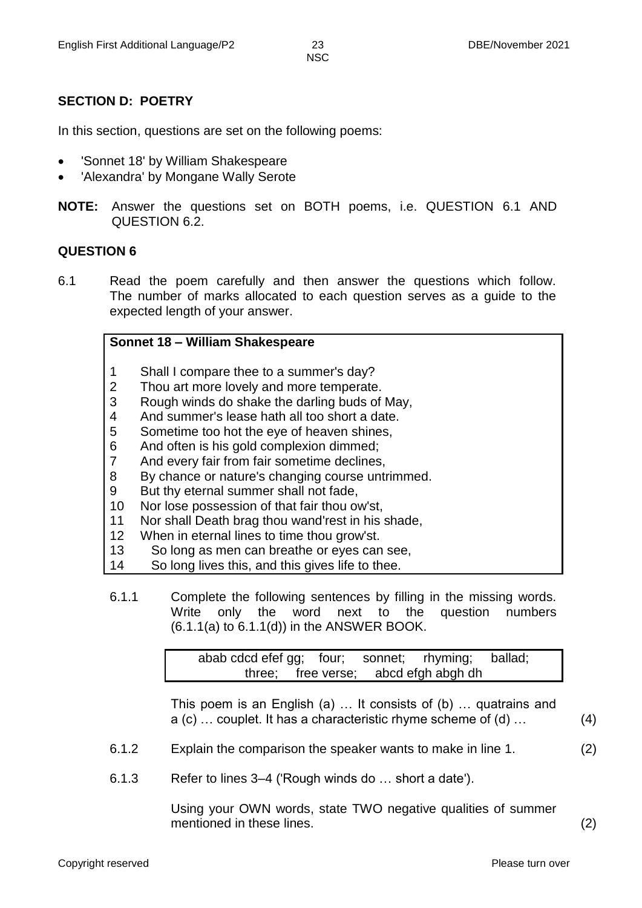## SECTION D: POETRY

In this section, questions are set on the following poems:

- 'Sonnet 18' by William Shakespeare
- 'Alexandra' by Mongane Wally Serote

**NOTE:** Answer the questions set on BOTH poems, i.e. QUESTION 6.1 AND QUESTION 6.2.

## QUESTION 6

6.1 Read the poem carefully and then answer the questions which follow. The number of marks allocated to each question serves as a guide to the expected length of your answer.

**Sonnet 18 – William Shakespeare**

1 Shall I compare thee to a summer's day?
2 Thou art more lovely and more temperate.
3 Rough winds do shake the darling buds of May,
4 And summer's lease hath all too short a date.
5 Sometime too hot the eye of heaven shines,
6 And often is his gold complexion dimmed;
7 And every fair from fair sometime declines,
8 By chance or nature's changing course untrimmed.
9 But thy eternal summer shall not fade,
10 Nor lose possession of that fair thou ow'st,
11 Nor shall Death brag thou wand'rest in his shade,
12 When in eternal lines to time thou grow'st.
13 So long as men can breathe or eyes can see,
14 So long lives this, and this gives life to thee.

6.1.1 Complete the following sentences by filling in the missing words. Write only the word next to the question numbers (6.1.1(a) to 6.1.1(d)) in the ANSWER BOOK.

| abab cdcd efef gg; four; sonnet; rhyming; ballad; three; free verse; abcd efgh abgh dh |
|---|

This poem is an English (a) … It consists of (b) … quatrains and a (c) … couplet. It has a characteristic rhyme scheme of (d) … (4)

6.1.2 Explain the comparison the speaker wants to make in line 1. (2)

6.1.3 Refer to lines 3–4 ('Rough winds do … short a date').

Using your OWN words, state TWO negative qualities of summer mentioned in these lines. (2)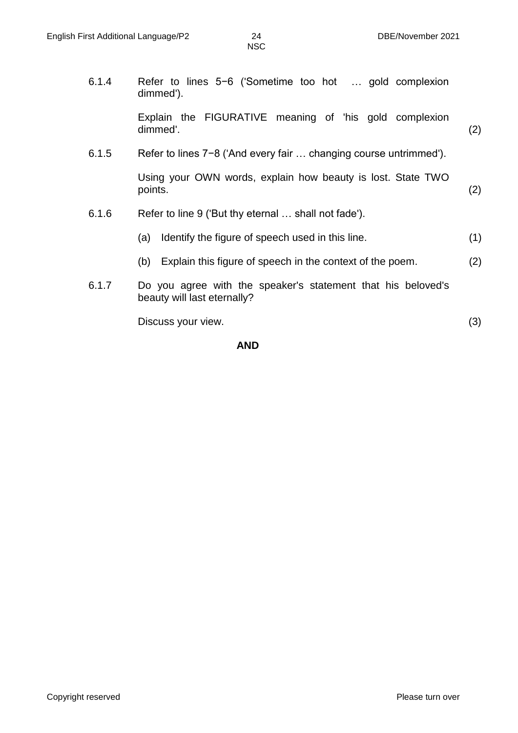6.1.4 Refer to lines 5−6 ('Sometime too hot … gold complexion dimmed').

Explain the FIGURATIVE meaning of 'his gold complexion dimmed'. (2)

6.1.5 Refer to lines 7−8 ('And every fair … changing course untrimmed').

Using your OWN words, explain how beauty is lost. State TWO points. (2)

6.1.6 Refer to line 9 ('But thy eternal … shall not fade').

(a) Identify the figure of speech used in this line. (1)

(b) Explain this figure of speech in the context of the poem. (2)

6.1.7 Do you agree with the speaker's statement that his beloved's beauty will last eternally?

Discuss your view. (3)

**AND**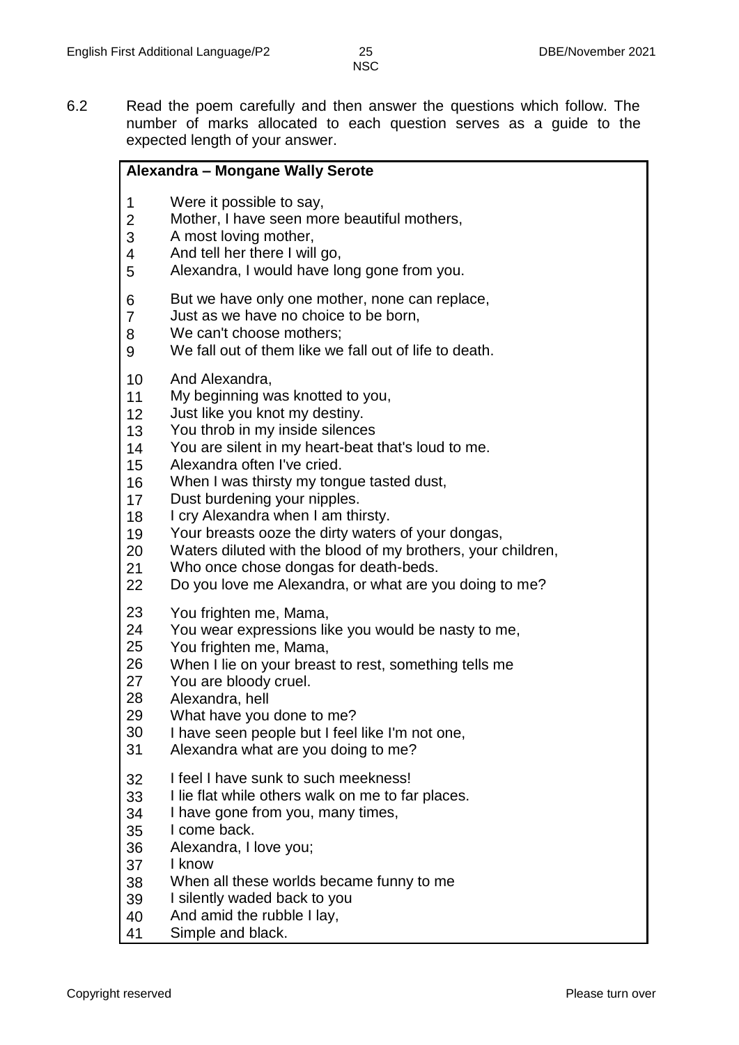6.2 Read the poem carefully and then answer the questions which follow. The number of marks allocated to each question serves as a guide to the expected length of your answer.

**Alexandra – Mongane Wally Serote**

1 Were it possible to say,
2 Mother, I have seen more beautiful mothers,
3 A most loving mother,
4 And tell her there I will go,
5 Alexandra, I would have long gone from you.

6 But we have only one mother, none can replace,
7 Just as we have no choice to be born,
8 We can't choose mothers;
9 We fall out of them like we fall out of life to death.

10 And Alexandra,
11 My beginning was knotted to you,
12 Just like you knot my destiny.
13 You throb in my inside silences
14 You are silent in my heart-beat that's loud to me.
15 Alexandra often I've cried.
16 When I was thirsty my tongue tasted dust,
17 Dust burdening your nipples.
18 I cry Alexandra when I am thirsty.
19 Your breasts ooze the dirty waters of your dongas,
20 Waters diluted with the blood of my brothers, your children,
21 Who once chose dongas for death-beds.
22 Do you love me Alexandra, or what are you doing to me?

23 You frighten me, Mama,
24 You wear expressions like you would be nasty to me,
25 You frighten me, Mama,
26 When I lie on your breast to rest, something tells me
27 You are bloody cruel.
28 Alexandra, hell
29 What have you done to me?
30 I have seen people but I feel like I'm not one,
31 Alexandra what are you doing to me?

32 I feel I have sunk to such meekness!
33 I lie flat while others walk on me to far places.
34 I have gone from you, many times,
35 I come back.
36 Alexandra, I love you;
37 I know
38 When all these worlds became funny to me
39 I silently waded back to you
40 And amid the rubble I lay,
41 Simple and black.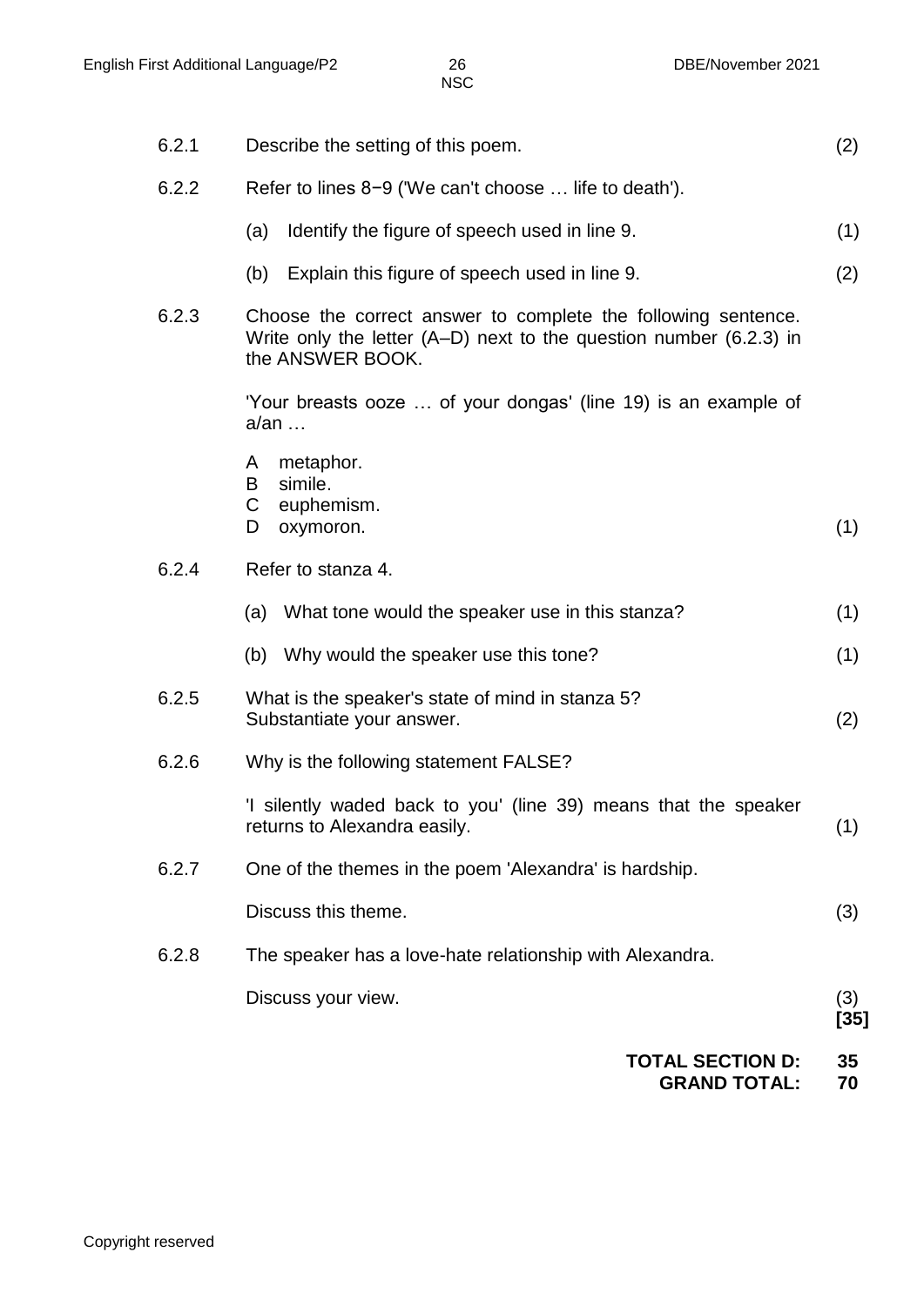6.2.1 Describe the setting of this poem. (2)

6.2.2 Refer to lines 8−9 ('We can't choose … life to death').

(a) Identify the figure of speech used in line 9. (1)

(b) Explain this figure of speech used in line 9. (2)

6.2.3 Choose the correct answer to complete the following sentence. Write only the letter (A–D) next to the question number (6.2.3) in the ANSWER BOOK.

'Your breasts ooze … of your dongas' (line 19) is an example of a/an …

A metaphor.
B simile.
C euphemism.
D oxymoron. (1)

6.2.4 Refer to stanza 4.

(a) What tone would the speaker use in this stanza? (1)

(b) Why would the speaker use this tone? (1)

6.2.5 What is the speaker's state of mind in stanza 5?
Substantiate your answer. (2)

6.2.6 Why is the following statement FALSE?

'I silently waded back to you' (line 39) means that the speaker returns to Alexandra easily. (1)

6.2.7 One of the themes in the poem 'Alexandra' is hardship.

Discuss this theme. (3)

6.2.8 The speaker has a love-hate relationship with Alexandra.

Discuss your view. (3)
**[35]**

**TOTAL SECTION D: 35**
**GRAND TOTAL: 70**